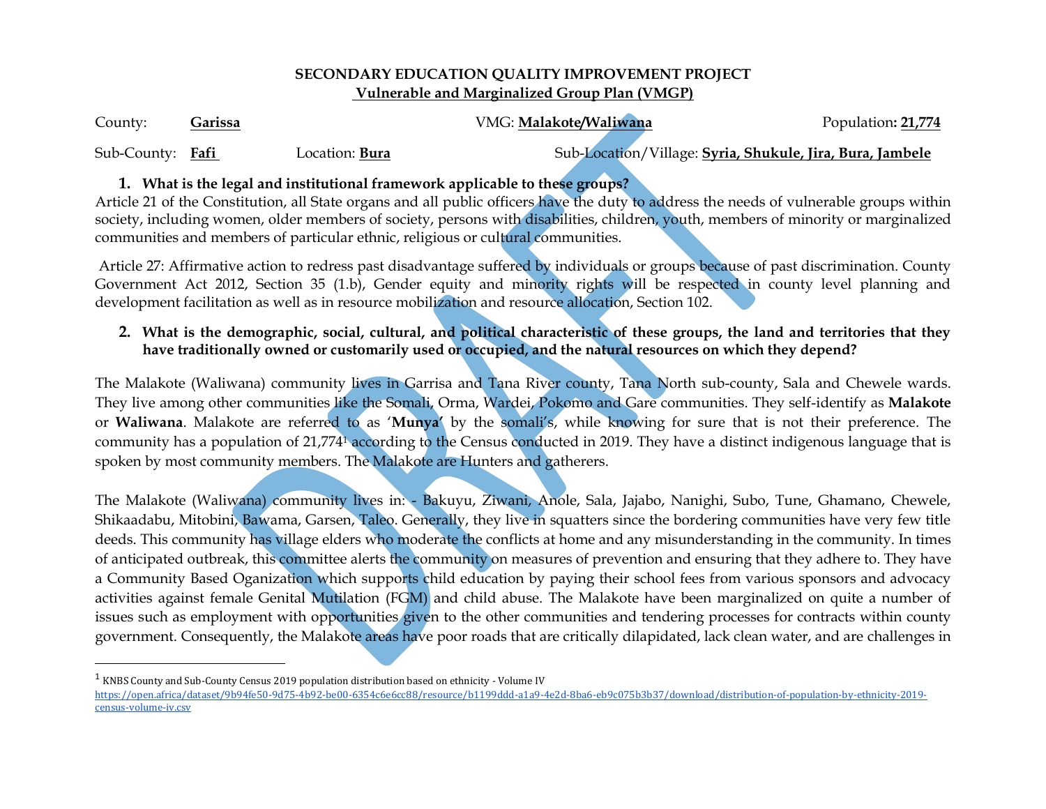**SECONDARY EDUCATION QUALITY IMPROVEMENT PROJECT**
**Vulnerable and Marginalized Group Plan (VMGP)**

County: **Garissa** VMG: **Malakote/Waliwana** Population**: 21,774**

Sub-County: **Fafi** Location: **Bura** Sub-Location/Village: **Syria, Shukule, Jira, Bura, Jambele**

1. **What is the legal and institutional framework applicable to these groups?**

Article 21 of the Constitution, all State organs and all public officers have the duty to address the needs of vulnerable groups within society, including women, older members of society, persons with disabilities, children, youth, members of minority or marginalized communities and members of particular ethnic, religious or cultural communities.

Article 27: Affirmative action to redress past disadvantage suffered by individuals or groups because of past discrimination. County Government Act 2012, Section 35 (1.b), Gender equity and minority rights will be respected in county level planning and development facilitation as well as in resource mobilization and resource allocation, Section 102.

2. **What is the demographic, social, cultural, and political characteristic of these groups, the land and territories that they have traditionally owned or customarily used or occupied, and the natural resources on which they depend?**

The Malakote (Waliwana) community lives in Garrisa and Tana River county, Tana North sub-county, Sala and Chewele wards. They live among other communities like the Somali, Orma, Wardei, Pokomo and Gare communities. They self-identify as **Malakote** or **Waliwana**. Malakote are referred to as '**Munya'** by the somali's, while knowing for sure that is not their preference. The community has a population of 21,774[1] according to the Census conducted in 2019. They have a distinct indigenous language that is spoken by most community members. The Malakote are Hunters and gatherers.

The Malakote (Waliwana) community lives in: - Bakuyu, Ziwani, Anole, Sala, Jajabo, Nanighi, Subo, Tune, Ghamano, Chewele, Shikaadabu, Mitobini, Bawama, Garsen, Taleo. Generally, they live in squatters since the bordering communities have very few title deeds. This community has village elders who moderate the conflicts at home and any misunderstanding in the community. In times of anticipated outbreak, this committee alerts the community on measures of prevention and ensuring that they adhere to. They have a Community Based Oganization which supports child education by paying their school fees from various sponsors and advocacy activities against female Genital Mutilation (FGM) and child abuse. The Malakote have been marginalized on quite a number of issues such as employment with opportunities given to the other communities and tendering processes for contracts within county government. Consequently, the Malakote areas have poor roads that are critically dilapidated, lack clean water, and are challenges in

---

[1] KNBS County and Sub-County Census 2019 population distribution based on ethnicity - Volume IV https://open.africa/dataset/9b94fe50-9d75-4b92-be00-6354c6e6cc88/resource/b1199ddd-a1a9-4e2d-8ba6-eb9c075b3b37/download/distribution-of-population-by-ethnicity-2019-census-volume-iv.csv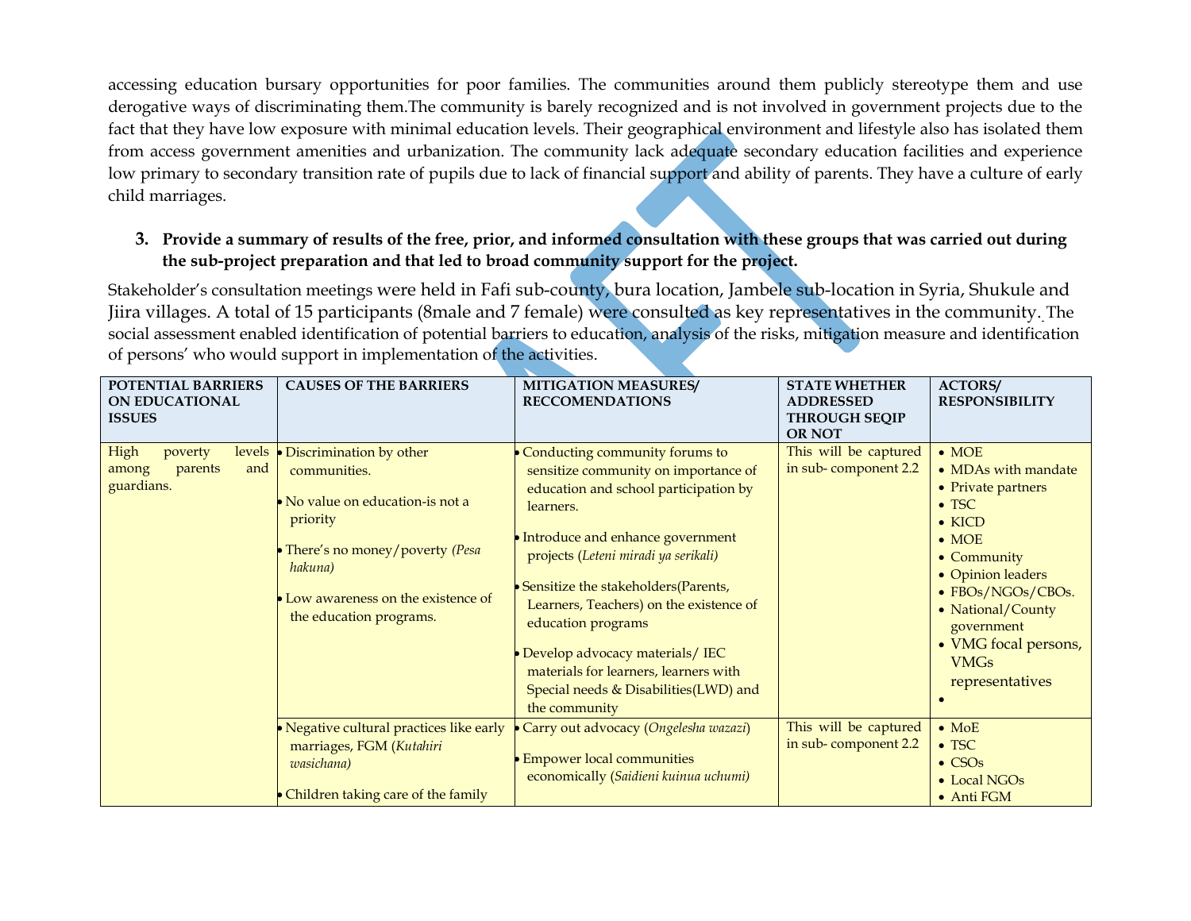accessing education bursary opportunities for poor families. The communities around them publicly stereotype them and use derogative ways of discriminating them.The community is barely recognized and is not involved in government projects due to the fact that they have low exposure with minimal education levels. Their geographical environment and lifestyle also has isolated them from access government amenities and urbanization. The community lack adequate secondary education facilities and experience low primary to secondary transition rate of pupils due to lack of financial support and ability of parents. They have a culture of early child marriages.

3. **Provide a summary of results of the free, prior, and informed consultation with these groups that was carried out during the sub-project preparation and that led to broad community support for the project.**

Stakeholder's consultation meetings were held in Fafi sub-county, bura location, Jambele sub-location in Syria, Shukule and Jiira villages. A total of 15 participants (8male and 7 female) were consulted as key representatives in the community. The social assessment enabled identification of potential barriers to education, analysis of the risks, mitigation measure and identification of persons' who would support in implementation of the activities.

| POTENTIAL BARRIERS ON EDUCATIONAL ISSUES | CAUSES OF THE BARRIERS | MITIGATION MEASURES/ RECCOMENDATIONS | STATE WHETHER ADDRESSED THROUGH SEQIP OR NOT | ACTORS/ RESPONSIBILITY |
|---|---|---|---|---|
| High poverty levels among parents and guardians. | • Discrimination by other communities.<br>• No value on education-is not a priority<br>• There's no money/poverty *(Pesa hakuna)*<br>• Low awareness on the existence of the education programs. | • Conducting community forums to sensitize community on importance of education and school participation by learners.<br>• Introduce and enhance government projects (*Leteni miradi ya serikali)*<br>• Sensitize the stakeholders(Parents, Learners, Teachers) on the existence of education programs<br>• Develop advocacy materials/ IEC materials for learners, learners with Special needs & Disabilities(LWD) and the community | This will be captured in sub- component 2.2 | • MOE<br>• MDAs with mandate<br>• Private partners<br>• TSC<br>• KICD<br>• MOE<br>• Community<br>• Opinion leaders<br>• FBOs/NGOs/CBOs.<br>• National/County government<br>• VMG focal persons, VMGs representatives<br>• |
| | • Negative cultural practices like early marriages, FGM (*Kutahiri wasichana)*<br>• Children taking care of the family | • Carry out advocacy (*Ongelesha wazazi*)<br>• Empower local communities economically (*Saidieni kuinua uchumi)* | This will be captured in sub- component 2.2 | • MoE<br>• TSC<br>• CSOs<br>• Local NGOs<br>• Anti FGM |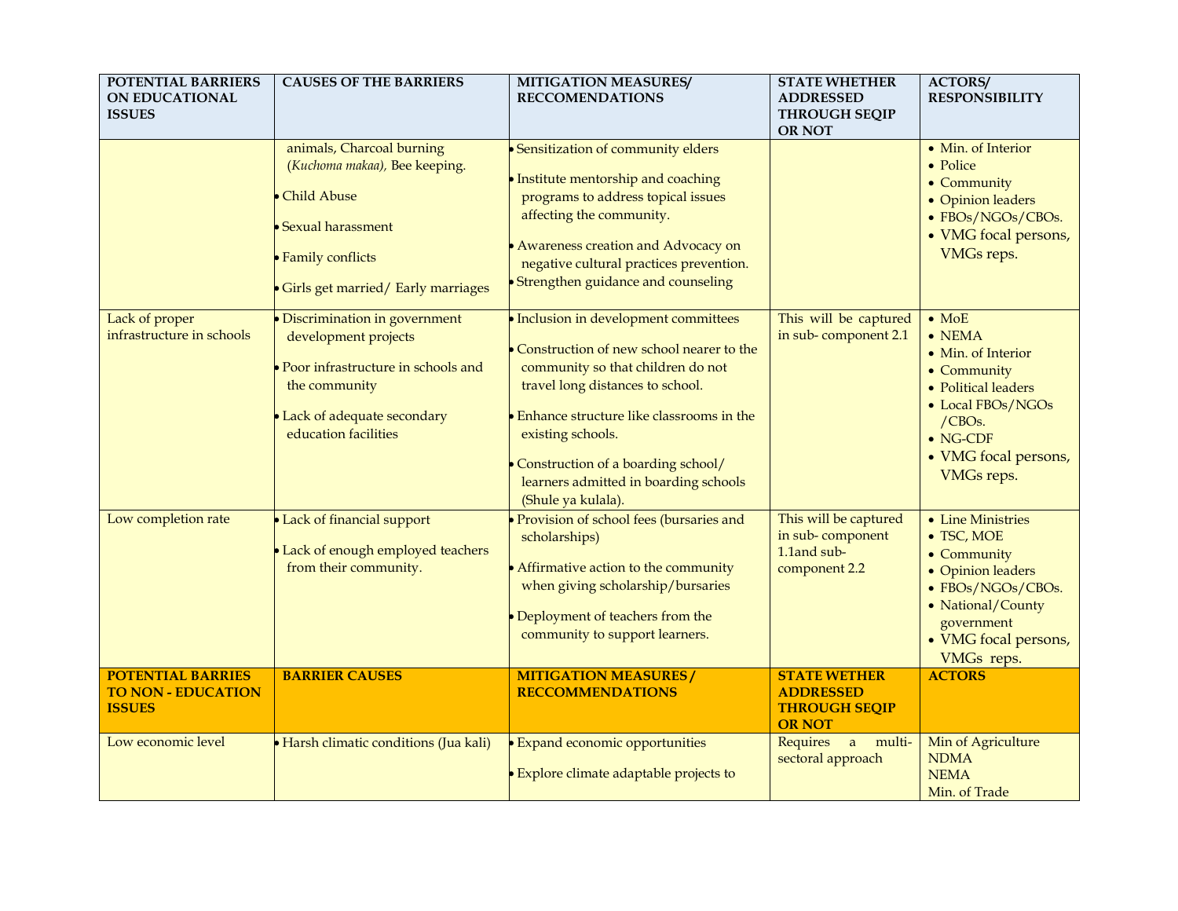| POTENTIAL BARRIERS ON EDUCATIONAL ISSUES | CAUSES OF THE BARRIERS | MITIGATION MEASURES/ RECCOMENDATIONS | STATE WHETHER ADDRESSED THROUGH SEQIP OR NOT | ACTORS/ RESPONSIBILITY |
|---|---|---|---|---|
| | animals, Charcoal burning (*Kuchoma makaa),* Bee keeping.<br>• Child Abuse<br>• Sexual harassment<br>• Family conflicts<br>• Girls get married/ Early marriages | • Sensitization of community elders<br>• Institute mentorship and coaching programs to address topical issues affecting the community.<br>• Awareness creation and Advocacy on negative cultural practices prevention.<br>• Strengthen guidance and counseling | | • Min. of Interior<br>• Police<br>• Community<br>• Opinion leaders<br>• FBOs/NGOs/CBOs.<br>• VMG focal persons, VMGs reps. |
| Lack of proper infrastructure in schools | • Discrimination in government development projects<br>• Poor infrastructure in schools and the community<br>• Lack of adequate secondary education facilities | • Inclusion in development committees<br>• Construction of new school nearer to the community so that children do not travel long distances to school.<br>• Enhance structure like classrooms in the existing schools.<br>• Construction of a boarding school/ learners admitted in boarding schools (Shule ya kulala). | This will be captured in sub- component 2.1 | • MoE<br>• NEMA<br>• Min. of Interior<br>• Community<br>• Political leaders<br>• Local FBOs/NGOs /CBOs.<br>• NG-CDF<br>• VMG focal persons, VMGs reps. |
| Low completion rate | • Lack of financial support<br>• Lack of enough employed teachers from their community. | • Provision of school fees (bursaries and scholarships)<br>• Affirmative action to the community when giving scholarship/bursaries<br>• Deployment of teachers from the community to support learners. | This will be captured in sub- component 1.1and sub-component 2.2 | • Line Ministries<br>• TSC, MOE<br>• Community<br>• Opinion leaders<br>• FBOs/NGOs/CBOs.<br>• National/County government<br>• VMG focal persons, VMGs reps. |
| **POTENTIAL BARRIES TO NON - EDUCATION ISSUES** | **BARRIER CAUSES** | **MITIGATION MEASURES / RECCOMMENDATIONS** | **STATE WETHER ADDRESSED THROUGH SEQIP OR NOT** | **ACTORS** |
| Low economic level | • Harsh climatic conditions (Jua kali) | • Expand economic opportunities<br>• Explore climate adaptable projects to | Requires a multi-sectoral approach | Min of Agriculture<br>NDMA<br>NEMA<br>Min. of Trade |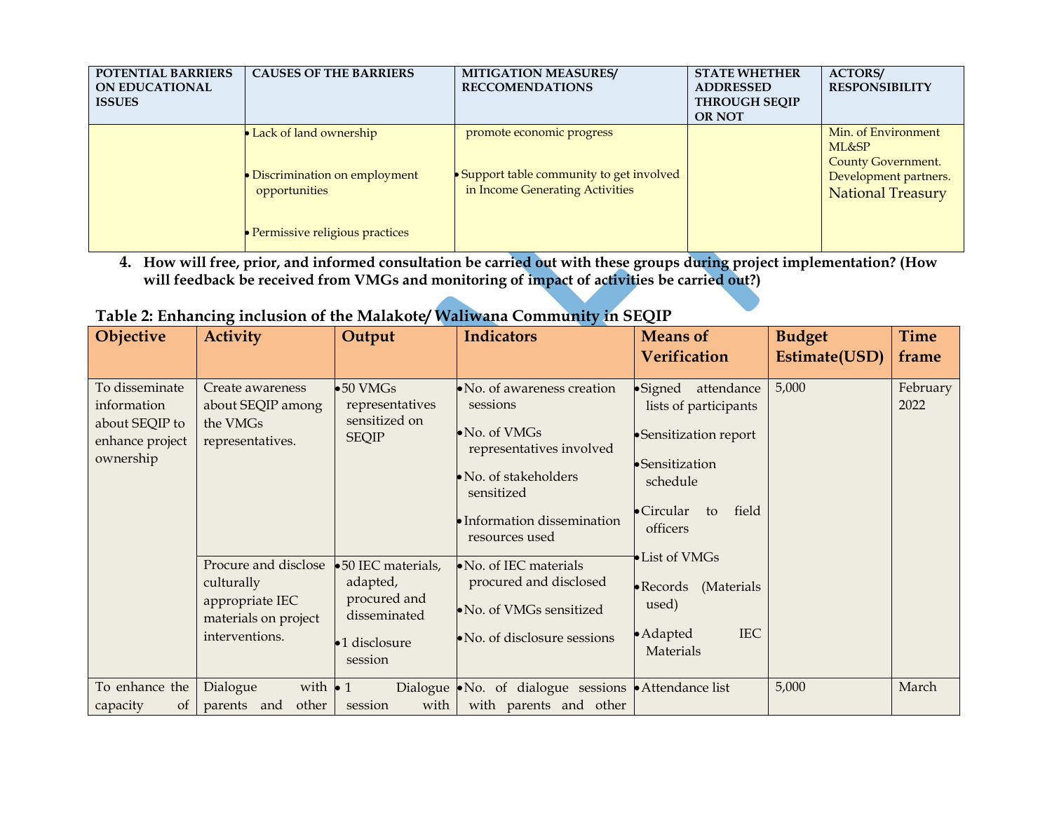| POTENTIAL BARRIERS ON EDUCATIONAL ISSUES | CAUSES OF THE BARRIERS | MITIGATION MEASURES/ RECCOMENDATIONS | STATE WHETHER ADDRESSED THROUGH SEQIP OR NOT | ACTORS/ RESPONSIBILITY |
|---|---|---|---|---|
| | • Lack of land ownership<br>• Discrimination on employment opportunities<br>• Permissive religious practices | promote economic progress<br>• Support table community to get involved in Income Generating Activities | | Min. of Environment<br>ML&SP<br>County Government.<br>Development partners.<br>National Treasury |

4. **How will free, prior, and informed consultation be carried out with these groups during project implementation? (How will feedback be received from VMGs and monitoring of impact of activities be carried out?)**

**Table 2: Enhancing inclusion of the Malakote/ Waliwana Community in SEQIP**

| Objective | Activity | Output | Indicators | Means of Verification | Budget Estimate(USD) | Time frame |
|---|---|---|---|---|---|---|
| To disseminate information about SEQIP to enhance project ownership | Create awareness about SEQIP among the VMGs representatives. | • 50 VMGs representatives sensitized on SEQIP | • No. of awareness creation sessions<br>• No. of VMGs representatives involved<br>• No. of stakeholders sensitized<br>• Information dissemination resources used | • Signed attendance lists of participants<br>• Sensitization report<br>• Sensitization schedule<br>• Circular to field officers<br>• List of VMGs<br>• Records (Materials used)<br>• Adapted IEC Materials | 5,000 | February 2022 |
| | Procure and disclose culturally appropriate IEC materials on project interventions. | • 50 IEC materials, adapted, procured and disseminated<br>• 1 disclosure session | • No. of IEC materials procured and disclosed<br>• No. of VMGs sensitized<br>• No. of disclosure sessions | | | |
| To enhance the capacity of | Dialogue with parents and other | • 1 Dialogue session with | • No. of dialogue sessions with parents and other | • Attendance list | 5,000 | March |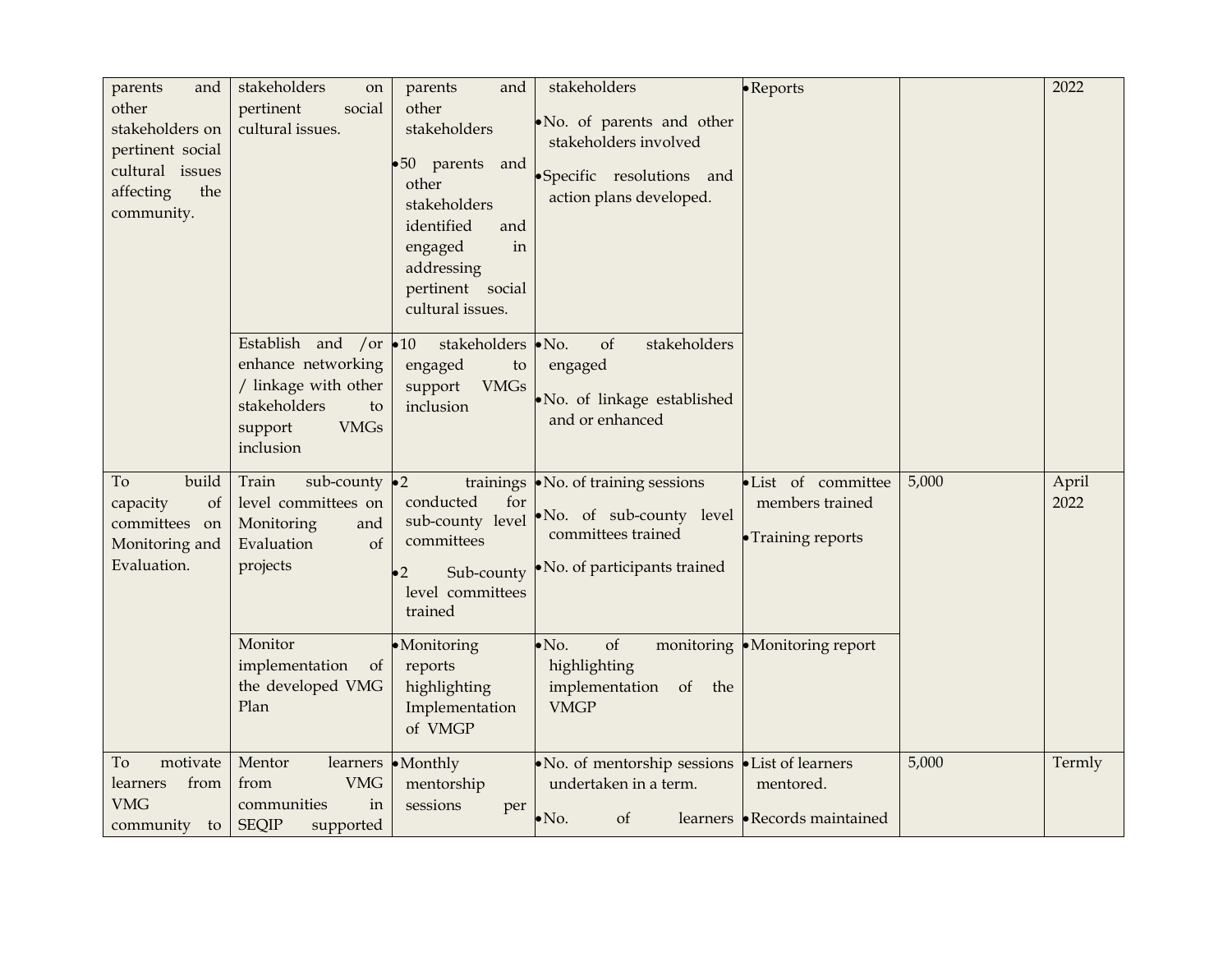| | | | | | | |
|---|---|---|---|---|---|---|
| parents and other stakeholders on pertinent social cultural issues affecting the community. | stakeholders on pertinent social cultural issues. | parents and other stakeholders<br>• 50 parents and other stakeholders identified and engaged in addressing pertinent social cultural issues. | stakeholders<br>• No. of parents and other stakeholders involved<br>• Specific resolutions and action plans developed. | • Reports | | 2022 |
| | Establish and /or enhance networking / linkage with other stakeholders to support VMGs inclusion | • 10 stakeholders engaged to support VMGs inclusion | • No. of stakeholders engaged<br>• No. of linkage established and or enhanced | | | |
| To build capacity of committees on Monitoring and Evaluation. | Train sub-county level committees on Monitoring and Evaluation of projects | • 2 trainings conducted for sub-county level committees<br>• 2 Sub-county level committees trained | • No. of training sessions<br>• No. of sub-county level committees trained<br>• No. of participants trained | • List of committee members trained<br>• Training reports | 5,000 | April 2022 |
| | Monitor implementation of the developed VMG Plan | • Monitoring reports highlighting Implementation of VMGP | • No. of monitoring highlighting implementation of the VMGP | • Monitoring report | | |
| To motivate learners from VMG community to | Mentor learners from VMG communities in SEQIP supported | • Monthly mentorship sessions per | • No. of mentorship sessions undertaken in a term.<br>• No. of learners | • List of learners mentored.<br>• Records maintained | 5,000 | Termly |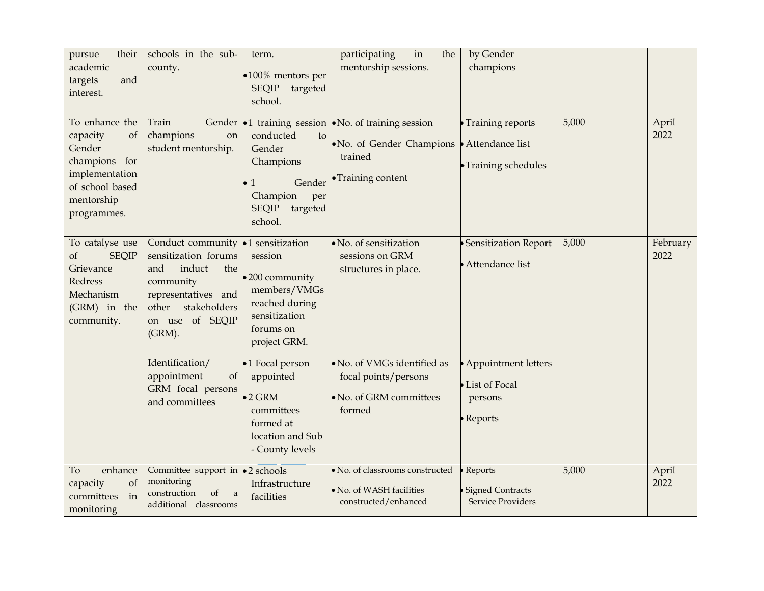| pursue their academic targets and interest. | schools in the sub-county. | term.<br>• 100% mentors per SEQIP targeted school. | participating in the mentorship sessions. | by Gender champions | | |
|---|---|---|---|---|---|---|
| To enhance the capacity of Gender champions for implementation of school based mentorship programmes. | Train Gender champions on student mentorship. | • 1 training session conducted to Gender Champions<br>• 1 Gender Champion per SEQIP targeted school. | • No. of training session<br>• No. of Gender Champions trained<br>• Training content | • Training reports<br>• Attendance list<br>• Training schedules | 5,000 | April 2022 |
| To catalyse use of SEQIP Grievance Redress Mechanism (GRM) in the community. | Conduct community sensitization forums and induct the community representatives and other stakeholders on use of SEQIP (GRM). | • 1 sensitization session<br>• 200 community members/VMGs reached during sensitization forums on project GRM. | • No. of sensitization sessions on GRM structures in place. | • Sensitization Report<br>• Attendance list | 5,000 | February 2022 |
| | Identification/ appointment of GRM focal persons and committees | • 1 Focal person appointed<br>• 2 GRM committees formed at location and Sub - County levels | • No. of VMGs identified as focal points/persons<br>• No. of GRM committees formed | • Appointment letters<br>• List of Focal persons<br>• Reports | | |
| To enhance capacity of committees in monitoring | Committee support in monitoring construction of a additional classrooms | • 2 schools Infrastructure facilities | • No. of classrooms constructed<br>• No. of WASH facilities constructed/enhanced | • Reports<br>• Signed Contracts Service Providers | 5,000 | April 2022 |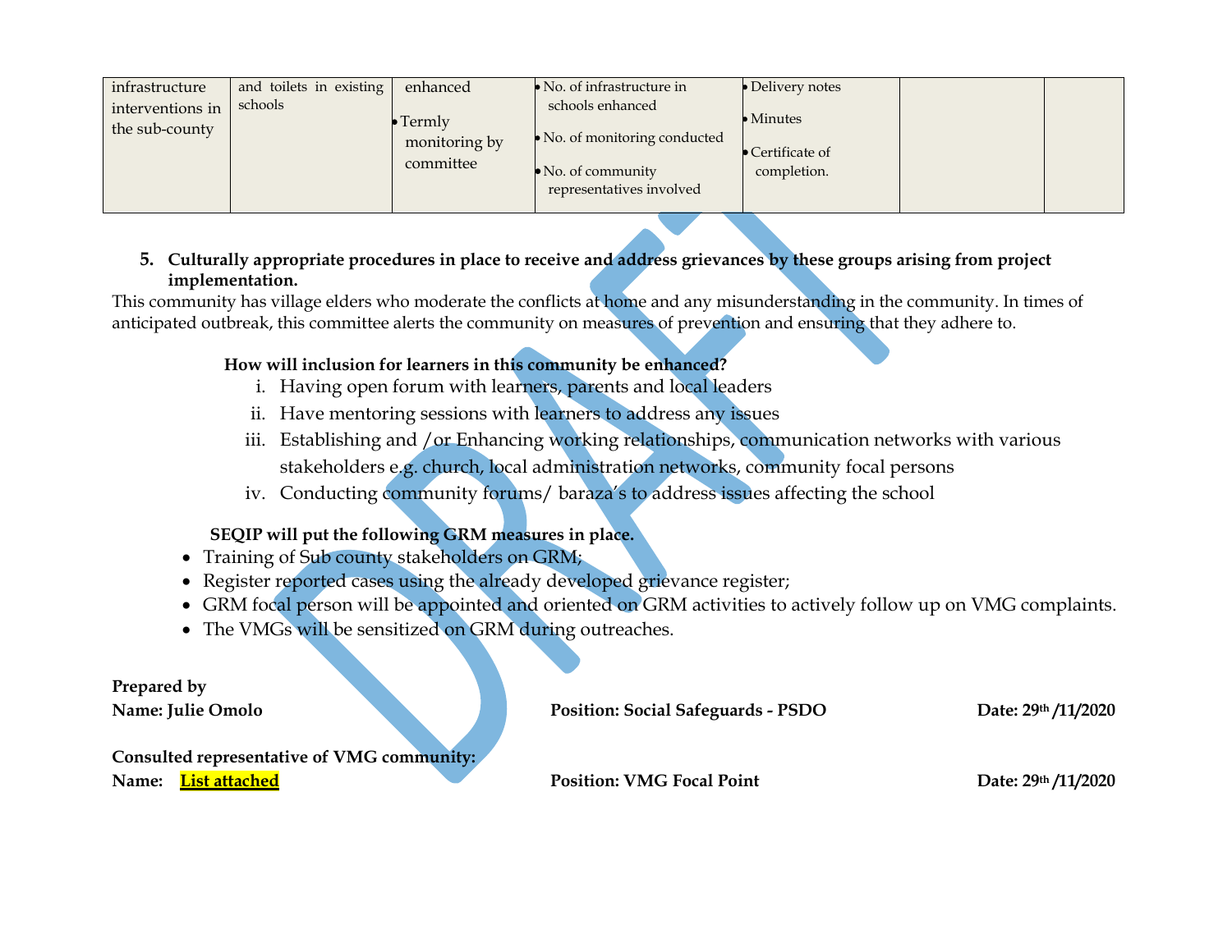| infrastructure interventions in the sub-county | and toilets in existing schools | enhanced<br>• Termly monitoring by committee | • No. of infrastructure in schools enhanced<br>• No. of monitoring conducted<br>• No. of community representatives involved | • Delivery notes<br>• Minutes<br>• Certificate of completion. | | |
|---|---|---|---|---|---|---|

5. **Culturally appropriate procedures in place to receive and address grievances by these groups arising from project implementation.**

This community has village elders who moderate the conflicts at home and any misunderstanding in the community. In times of anticipated outbreak, this committee alerts the community on measures of prevention and ensuring that they adhere to.

**How will inclusion for learners in this community be enhanced?**

i. Having open forum with learners, parents and local leaders
ii. Have mentoring sessions with learners to address any issues
iii. Establishing and /or Enhancing working relationships, communication networks with various stakeholders e.g. church, local administration networks, community focal persons
iv. Conducting community forums/ baraza's to address issues affecting the school

**SEQIP will put the following GRM measures in place.**

- Training of Sub county stakeholders on GRM;
- Register reported cases using the already developed grievance register;
- GRM focal person will be appointed and oriented on GRM activities to actively follow up on VMG complaints.
- The VMGs will be sensitized on GRM during outreaches.

**Prepared by**
**Name: Julie Omolo** **Position: Social Safeguards - PSDO** **Date: 29th /11/2020**

**Consulted representative of VMG community:**
**Name: List attached** **Position: VMG Focal Point** **Date: 29th /11/2020**

DRAFT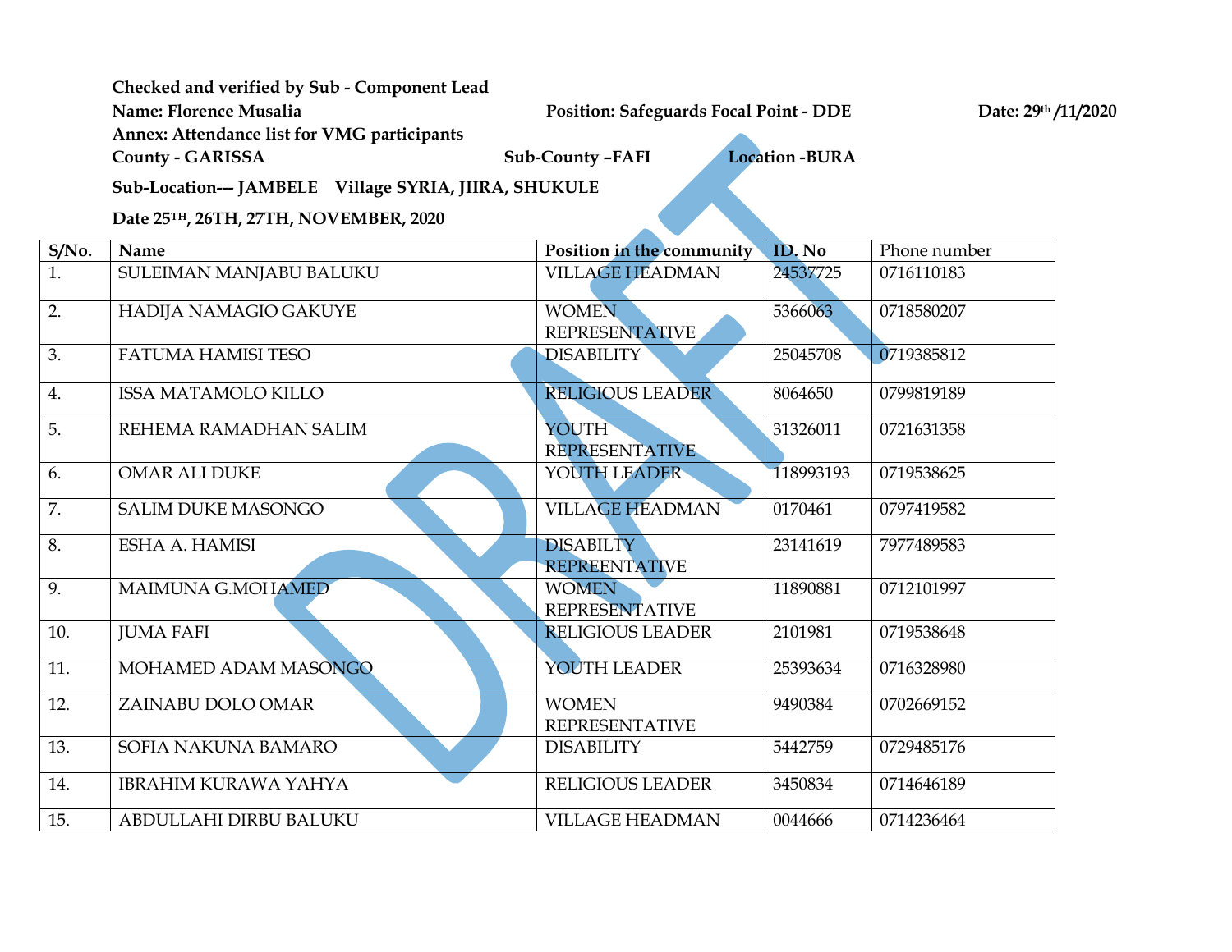**Checked and verified by Sub - Component Lead**

**Name: Florence Musalia** **Position: Safeguards Focal Point - DDE** **Date: 29th /11/2020**

**Annex: Attendance list for VMG participants**

**County - GARISSA** **Sub-County –FAFI** **Location -BURA**

**Sub-Location--- JAMBELE Village SYRIA, JIIRA, SHUKULE**

**Date 25TH, 26TH, 27TH, NOVEMBER, 2020**

| S/No. | Name | Position in the community | ID. No | Phone number |
|---|---|---|---|---|
| 1. | SULEIMAN MANJABU BALUKU | VILLAGE HEADMAN | 24537725 | 0716110183 |
| 2. | HADIJA NAMAGIO GAKUYE | WOMEN REPRESENTATIVE | 5366063 | 0718580207 |
| 3. | FATUMA HAMISI TESO | DISABILITY | 25045708 | 0719385812 |
| 4. | ISSA MATAMOLO KILLO | RELIGIOUS LEADER | 8064650 | 0799819189 |
| 5. | REHEMA RAMADHAN SALIM | YOUTH REPRESENTATIVE | 31326011 | 0721631358 |
| 6. | OMAR ALI DUKE | YOUTH LEADER | 118993193 | 0719538625 |
| 7. | SALIM DUKE MASONGO | VILLAGE HEADMAN | 0170461 | 0797419582 |
| 8. | ESHA A. HAMISI | DISABILTY REPREENTATIVE | 23141619 | 7977489583 |
| 9. | MAIMUNA G.MOHAMED | WOMEN REPRESENTATIVE | 11890881 | 0712101997 |
| 10. | JUMA FAFI | RELIGIOUS LEADER | 2101981 | 0719538648 |
| 11. | MOHAMED ADAM MASONGO | YOUTH LEADER | 25393634 | 0716328980 |
| 12. | ZAINABU DOLO OMAR | WOMEN REPRESENTATIVE | 9490384 | 0702669152 |
| 13. | SOFIA NAKUNA BAMARO | DISABILITY | 5442759 | 0729485176 |
| 14. | IBRAHIM KURAWA YAHYA | RELIGIOUS LEADER | 3450834 | 0714646189 |
| 15. | ABDULLAHI DIRBU BALUKU | VILLAGE HEADMAN | 0044666 | 0714236464 |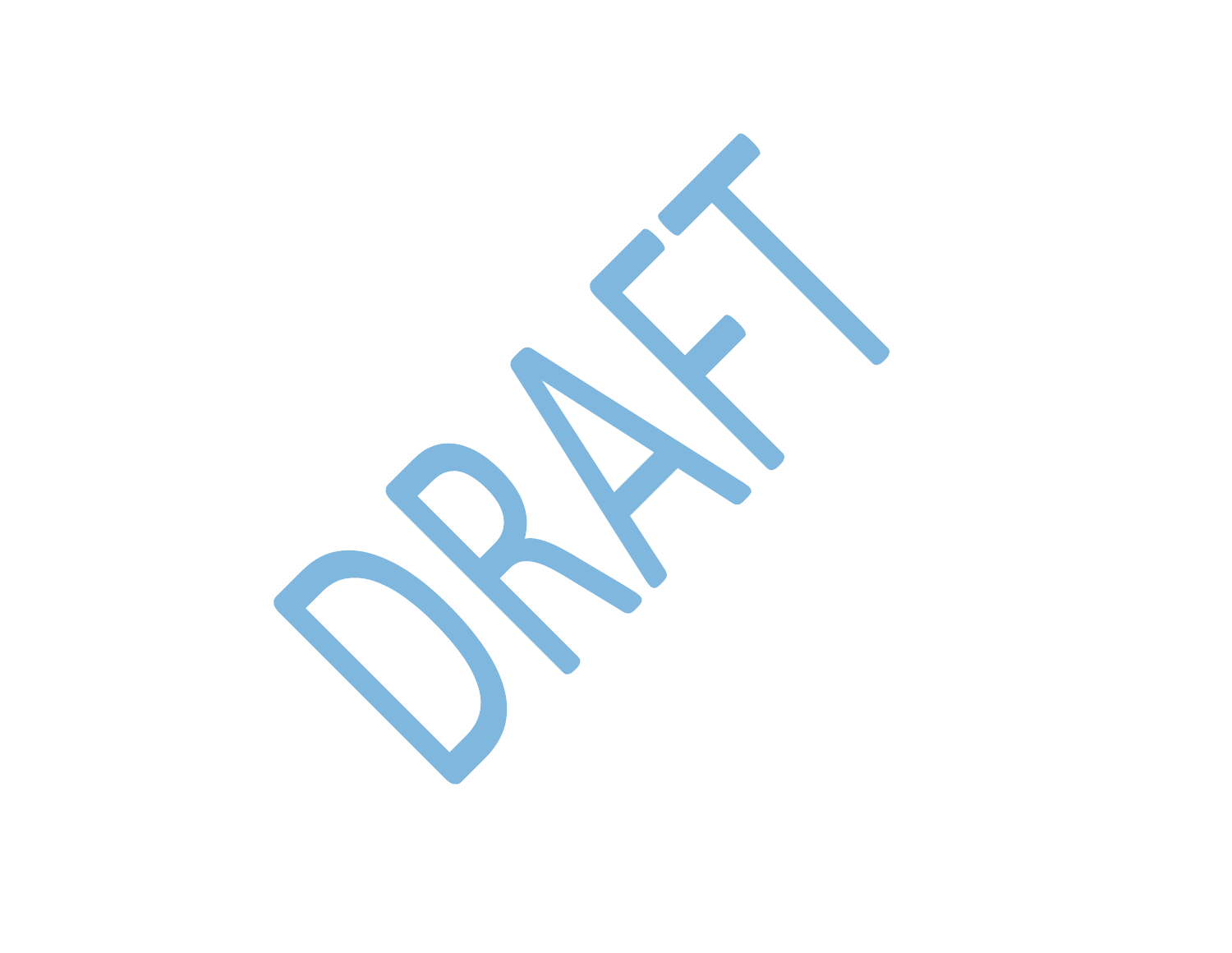DRAFT